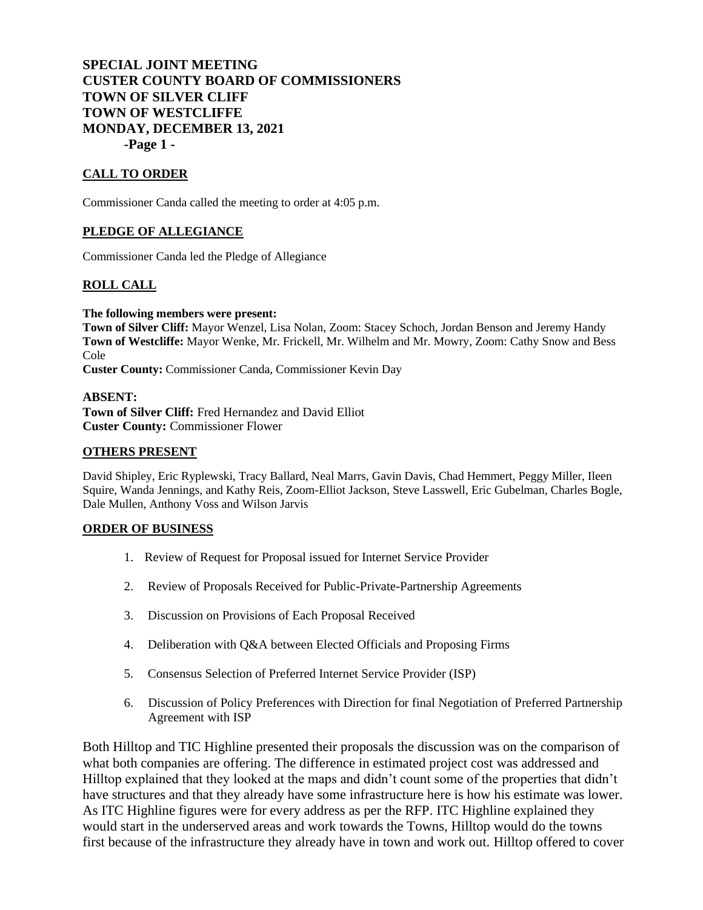# SPECIAL JOINT MEETING
# CUSTER COUNTY BOARD OF COMMISSIONERS
# TOWN OF SILVER CLIFF
# TOWN OF WESTCLIFFE
# MONDAY, DECEMBER 13, 2021

## CALL TO ORDER

Commissioner Canda called the meeting to order at 4:05 p.m.

## PLEDGE OF ALLEGIANCE

Commissioner Canda led the Pledge of Allegiance

## ROLL CALL

**The following members were present:**
**Town of Silver Cliff:** Mayor Wenzel, Lisa Nolan, Zoom: Stacey Schoch, Jordan Benson and Jeremy Handy
**Town of Westcliffe:** Mayor Wenke, Mr. Frickell, Mr. Wilhelm and Mr. Mowry, Zoom: Cathy Snow and Bess Cole
**Custer County:** Commissioner Canda, Commissioner Kevin Day

**ABSENT:**
**Town of Silver Cliff:** Fred Hernandez and David Elliot
**Custer County:** Commissioner Flower

## OTHERS PRESENT

David Shipley, Eric Ryplewski, Tracy Ballard, Neal Marrs, Gavin Davis, Chad Hemmert, Peggy Miller, Ileen Squire, Wanda Jennings, and Kathy Reis, Zoom-Elliot Jackson, Steve Lasswell, Eric Gubelman, Charles Bogle, Dale Mullen, Anthony Voss and Wilson Jarvis

## ORDER OF BUSINESS

1. Review of Request for Proposal issued for Internet Service Provider
2. Review of Proposals Received for Public-Private-Partnership Agreements
3. Discussion on Provisions of Each Proposal Received
4. Deliberation with Q&A between Elected Officials and Proposing Firms
5. Consensus Selection of Preferred Internet Service Provider (ISP)
6. Discussion of Policy Preferences with Direction for final Negotiation of Preferred Partnership Agreement with ISP

Both Hilltop and TIC Highline presented their proposals the discussion was on the comparison of what both companies are offering. The difference in estimated project cost was addressed and Hilltop explained that they looked at the maps and didn't count some of the properties that didn't have structures and that they already have some infrastructure here is how his estimate was lower. As ITC Highline figures were for every address as per the RFP. ITC Highline explained they would start in the underserved areas and work towards the Towns, Hilltop would do the towns first because of the infrastructure they already have in town and work out. Hilltop offered to cover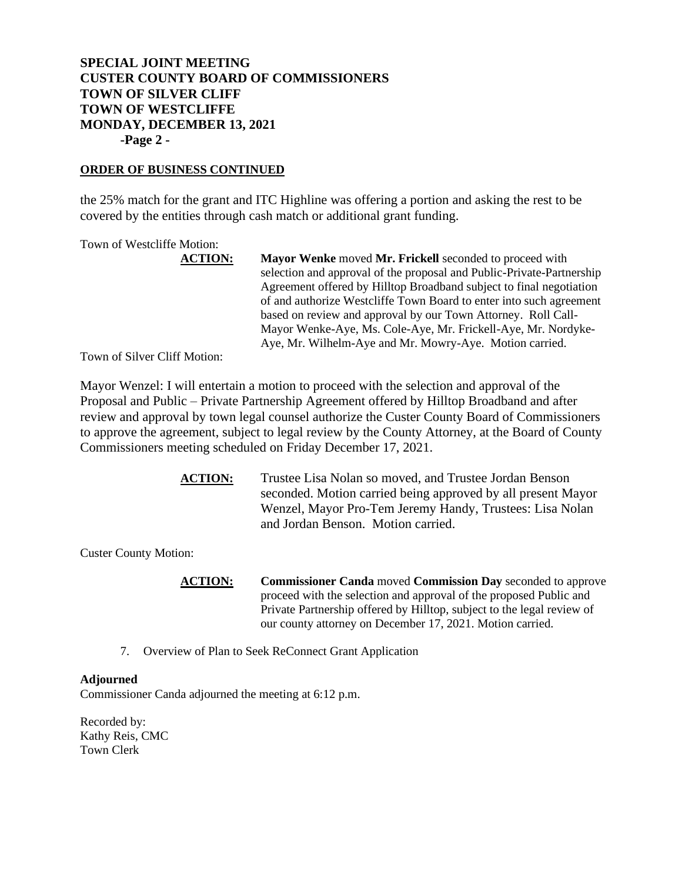**ORDER OF BUSINESS CONTINUED**

the 25% match for the grant and ITC Highline was offering a portion and asking the rest to be covered by the entities through cash match or additional grant funding.

Town of Westcliffe Motion:

**ACTION:** **Mayor Wenke** moved **Mr. Frickell** seconded to proceed with selection and approval of the proposal and Public-Private-Partnership Agreement offered by Hilltop Broadband subject to final negotiation of and authorize Westcliffe Town Board to enter into such agreement based on review and approval by our Town Attorney. Roll Call-Mayor Wenke-Aye, Ms. Cole-Aye, Mr. Frickell-Aye, Mr. Nordyke-Aye, Mr. Wilhelm-Aye and Mr. Mowry-Aye. Motion carried.

Town of Silver Cliff Motion:

Mayor Wenzel: I will entertain a motion to proceed with the selection and approval of the Proposal and Public – Private Partnership Agreement offered by Hilltop Broadband and after review and approval by town legal counsel authorize the Custer County Board of Commissioners to approve the agreement, subject to legal review by the County Attorney, at the Board of County Commissioners meeting scheduled on Friday December 17, 2021.

**ACTION:** Trustee Lisa Nolan so moved, and Trustee Jordan Benson seconded. Motion carried being approved by all present Mayor Wenzel, Mayor Pro-Tem Jeremy Handy, Trustees: Lisa Nolan and Jordan Benson. Motion carried.

Custer County Motion:

**ACTION:** **Commissioner Canda** moved **Commission Day** seconded to approve proceed with the selection and approval of the proposed Public and Private Partnership offered by Hilltop, subject to the legal review of our county attorney on December 17, 2021. Motion carried.

7. Overview of Plan to Seek ReConnect Grant Application

**Adjourned**

Commissioner Canda adjourned the meeting at 6:12 p.m.

Recorded by:
Kathy Reis, CMC
Town Clerk